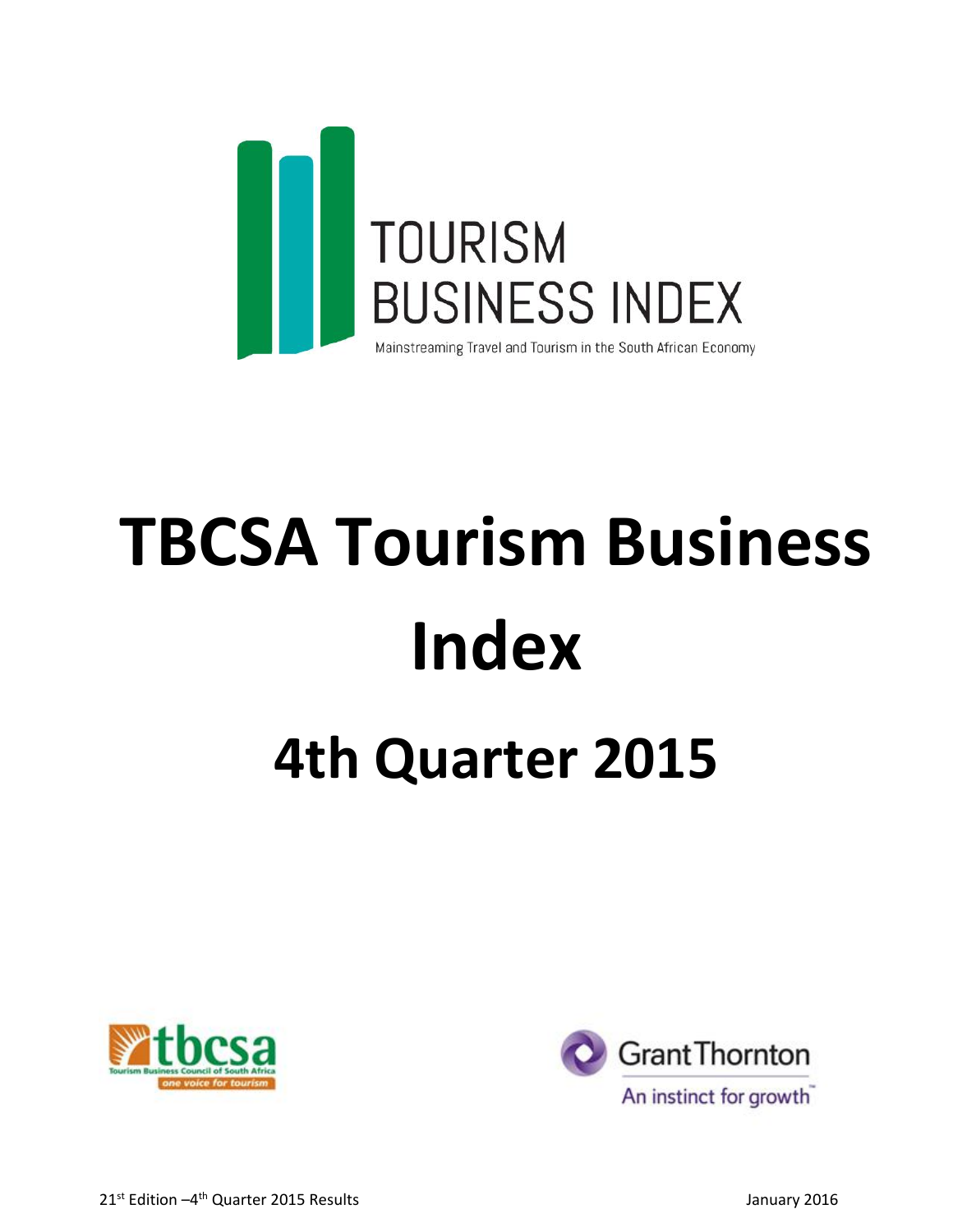TOURISM BUSINESS INDEX

Mainstreaming Travel and Tourism in the South African Economy

# TBCSA Tourism Business Index

## 4th Quarter 2015

tbcsa — Tourism Business Council of South Africa — one voice for tourism

Grant Thornton — An instinct for growth

21st Edition – 4th Quarter 2015 Results

January 2016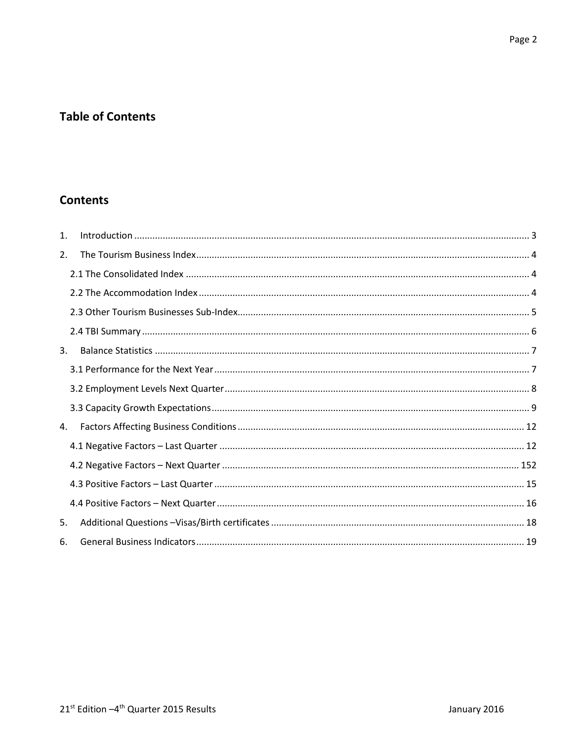## Table of Contents

## Contents

1. Introduction ........................................................................................................ 3
2. The Tourism Business Index ................................................................................ 4
   - 2.1 The Consolidated Index ................................................................................ 4
   - 2.2 The Accommodation Index ............................................................................ 4
   - 2.3 Other Tourism Businesses Sub-Index ............................................................. 5
   - 2.4 TBI Summary ................................................................................................ 6
3. Balance Statistics ................................................................................................ 7
   - 3.1 Performance for the Next Year ...................................................................... 7
   - 3.2 Employment Levels Next Quarter .................................................................. 8
   - 3.3 Capacity Growth Expectations ....................................................................... 9
4. Factors Affecting Business Conditions ............................................................... 12
   - 4.1 Negative Factors – Last Quarter .................................................................. 12
   - 4.2 Negative Factors – Next Quarter ................................................................ 152
   - 4.3 Positive Factors – Last Quarter ................................................................... 15
   - 4.4 Positive Factors – Next Quarter .................................................................. 16
5. Additional Questions –Visas/Birth certificates .................................................. 18
6. General Business Indicators .............................................................................. 19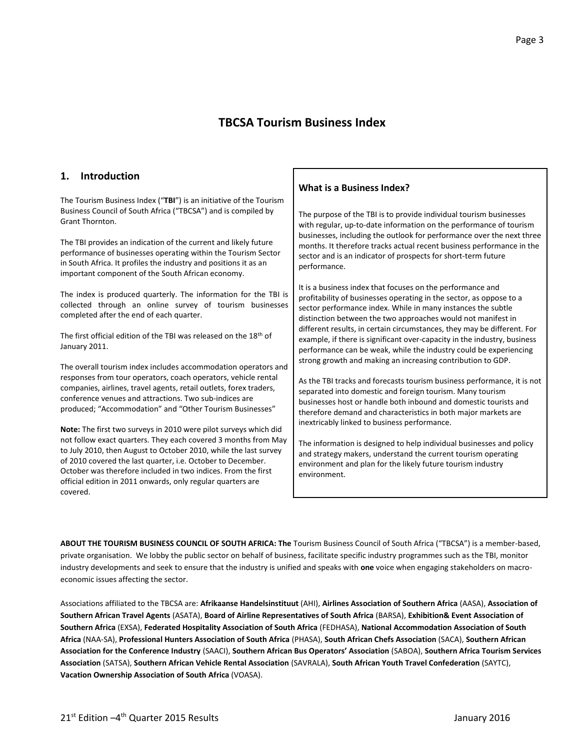# TBCSA Tourism Business Index

## 1. Introduction

The Tourism Business Index ("**TBI**") is an initiative of the Tourism Business Council of South Africa ("TBCSA") and is compiled by Grant Thornton.

The TBI provides an indication of the current and likely future performance of businesses operating within the Tourism Sector in South Africa. It profiles the industry and positions it as an important component of the South African economy.

The index is produced quarterly. The information for the TBI is collected through an online survey of tourism businesses completed after the end of each quarter.

The first official edition of the TBI was released on the 18th of January 2011.

The overall tourism index includes accommodation operators and responses from tour operators, coach operators, vehicle rental companies, airlines, travel agents, retail outlets, forex traders, conference venues and attractions. Two sub-indices are produced; "Accommodation" and "Other Tourism Businesses"

**Note:** The first two surveys in 2010 were pilot surveys which did not follow exact quarters. They each covered 3 months from May to July 2010, then August to October 2010, while the last survey of 2010 covered the last quarter, i.e. October to December. October was therefore included in two indices. From the first official edition in 2011 onwards, only regular quarters are covered.

### What is a Business Index?

The purpose of the TBI is to provide individual tourism businesses with regular, up-to-date information on the performance of tourism businesses, including the outlook for performance over the next three months. It therefore tracks actual recent business performance in the sector and is an indicator of prospects for short-term future performance.

It is a business index that focuses on the performance and profitability of businesses operating in the sector, as oppose to a sector performance index. While in many instances the subtle distinction between the two approaches would not manifest in different results, in certain circumstances, they may be different. For example, if there is significant over-capacity in the industry, business performance can be weak, while the industry could be experiencing strong growth and making an increasing contribution to GDP.

As the TBI tracks and forecasts tourism business performance, it is not separated into domestic and foreign tourism. Many tourism businesses host or handle both inbound and domestic tourists and therefore demand and characteristics in both major markets are inextricably linked to business performance.

The information is designed to help individual businesses and policy and strategy makers, understand the current tourism operating environment and plan for the likely future tourism industry environment.

**ABOUT THE TOURISM BUSINESS COUNCIL OF SOUTH AFRICA: The** Tourism Business Council of South Africa ("TBCSA") is a member-based, private organisation. We lobby the public sector on behalf of business, facilitate specific industry programmes such as the TBI, monitor industry developments and seek to ensure that the industry is unified and speaks with **one** voice when engaging stakeholders on macro-economic issues affecting the sector.

Associations affiliated to the TBCSA are: **Afrikaanse Handelsinstituut** (AHI), **Airlines Association of Southern Africa** (AASA), **Association of Southern African Travel Agents** (ASATA), **Board of Airline Representatives of South Africa** (BARSA), **Exhibition& Event Association of Southern Africa** (EXSA), **Federated Hospitality Association of South Africa** (FEDHASA), **National Accommodation Association of South Africa** (NAA-SA), **Professional Hunters Association of South Africa** (PHASA), **South African Chefs Association** (SACA), **Southern African Association for the Conference Industry** (SAACI), **Southern African Bus Operators' Association** (SABOA), **Southern Africa Tourism Services Association** (SATSA), **Southern African Vehicle Rental Association** (SAVRALA), **South African Youth Travel Confederation** (SAYTC), **Vacation Ownership Association of South Africa** (VOASA).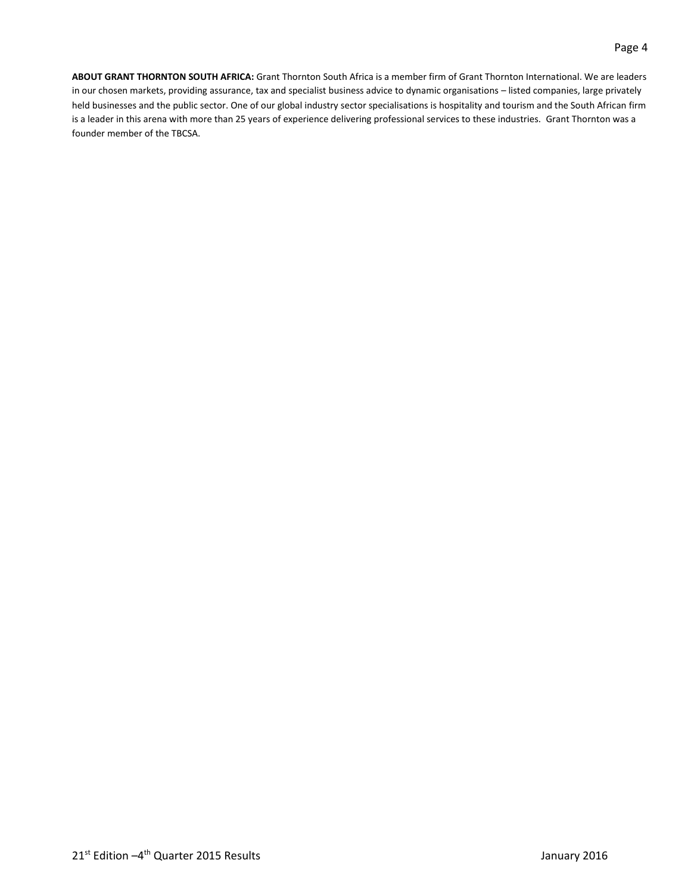**ABOUT GRANT THORNTON SOUTH AFRICA:** Grant Thornton South Africa is a member firm of Grant Thornton International. We are leaders in our chosen markets, providing assurance, tax and specialist business advice to dynamic organisations – listed companies, large privately held businesses and the public sector. One of our global industry sector specialisations is hospitality and tourism and the South African firm is a leader in this arena with more than 25 years of experience delivering professional services to these industries. Grant Thornton was a founder member of the TBCSA.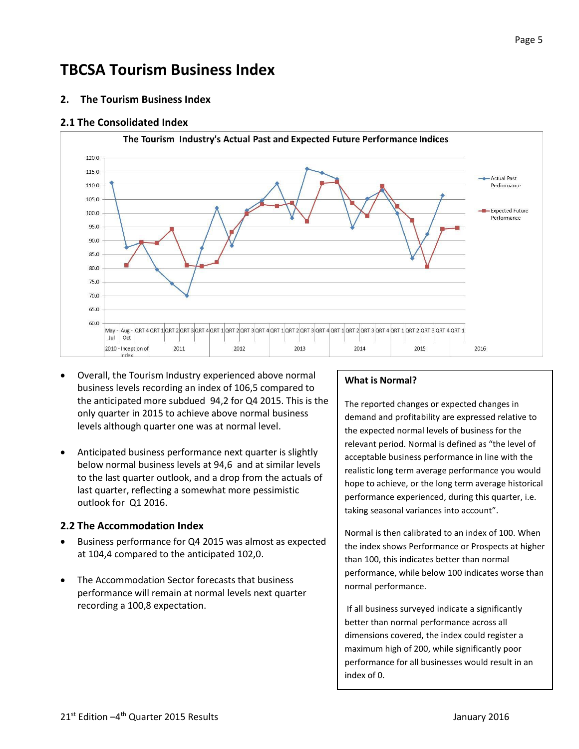# TBCSA Tourism Business Index

## 2. The Tourism Business Index

### 2.1 The Consolidated Index

- Overall, the Tourism Industry experienced above normal business levels recording an index of 106,5 compared to the anticipated more subdued 94,2 for Q4 2015. This is the only quarter in 2015 to achieve above normal business levels although quarter one was at normal level.
- Anticipated business performance next quarter is slightly below normal business levels at 94,6 and at similar levels to the last quarter outlook, and a drop from the actuals of last quarter, reflecting a somewhat more pessimistic outlook for Q1 2016.

### 2.2 The Accommodation Index

- Business performance for Q4 2015 was almost as expected at 104,4 compared to the anticipated 102,0.
- The Accommodation Sector forecasts that business performance will remain at normal levels next quarter recording a 100,8 expectation.

**What is Normal?**

The reported changes or expected changes in demand and profitability are expressed relative to the expected normal levels of business for the relevant period. Normal is defined as "the level of acceptable business performance in line with the realistic long term average performance you would hope to achieve, or the long term average historical performance experienced, during this quarter, i.e. taking seasonal variances into account".

Normal is then calibrated to an index of 100. When the index shows Performance or Prospects at higher than 100, this indicates better than normal performance, while below 100 indicates worse than normal performance.

If all business surveyed indicate a significantly better than normal performance across all dimensions covered, the index could register a maximum high of 200, while significantly poor performance for all businesses would result in an index of 0.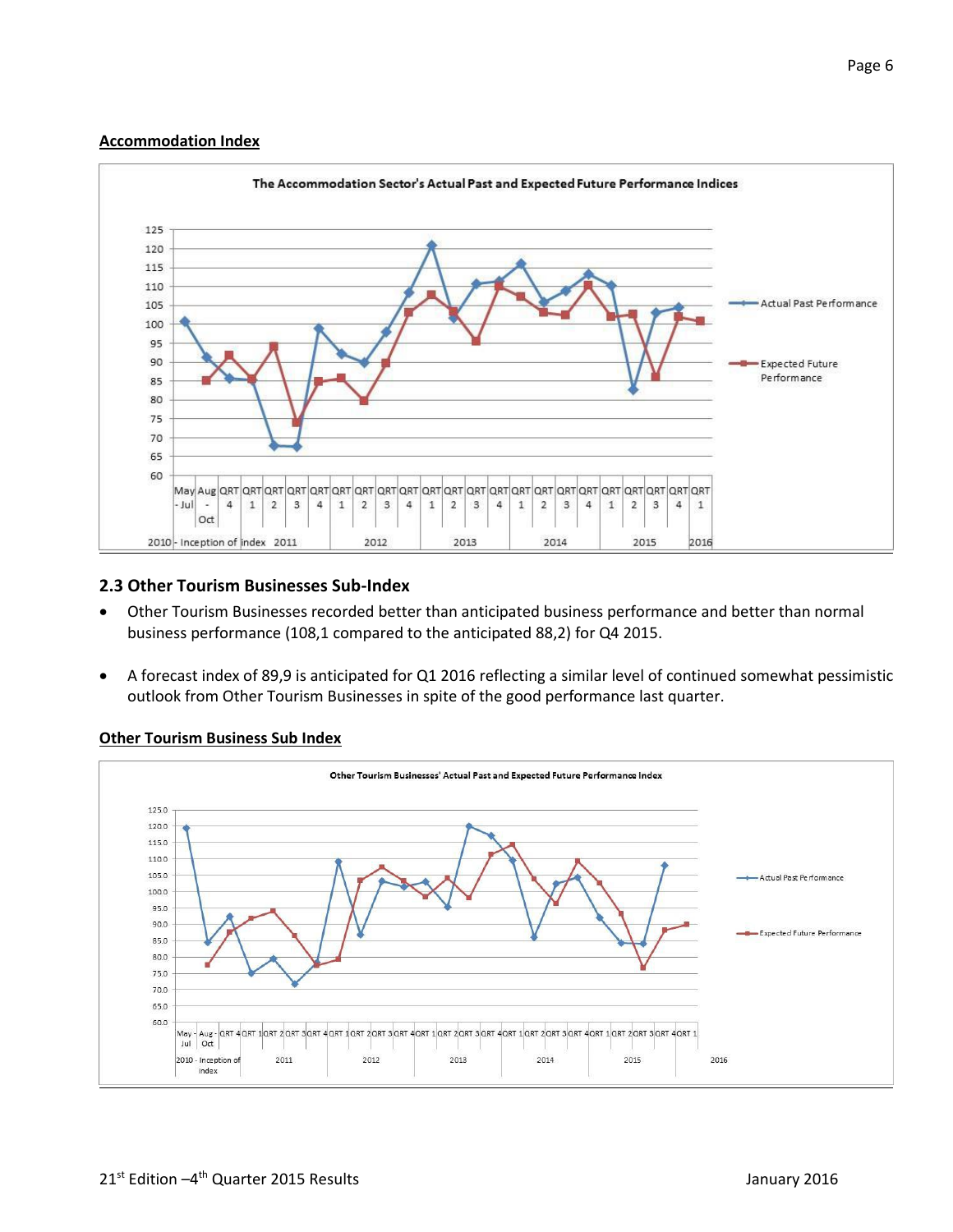**Accommodation Index**

**2.3 Other Tourism Businesses Sub-Index**

- Other Tourism Businesses recorded better than anticipated business performance and better than normal business performance (108,1 compared to the anticipated 88,2) for Q4 2015.
- A forecast index of 89,9 is anticipated for Q1 2016 reflecting a similar level of continued somewhat pessimistic outlook from Other Tourism Businesses in spite of the good performance last quarter.

**Other Tourism Business Sub Index**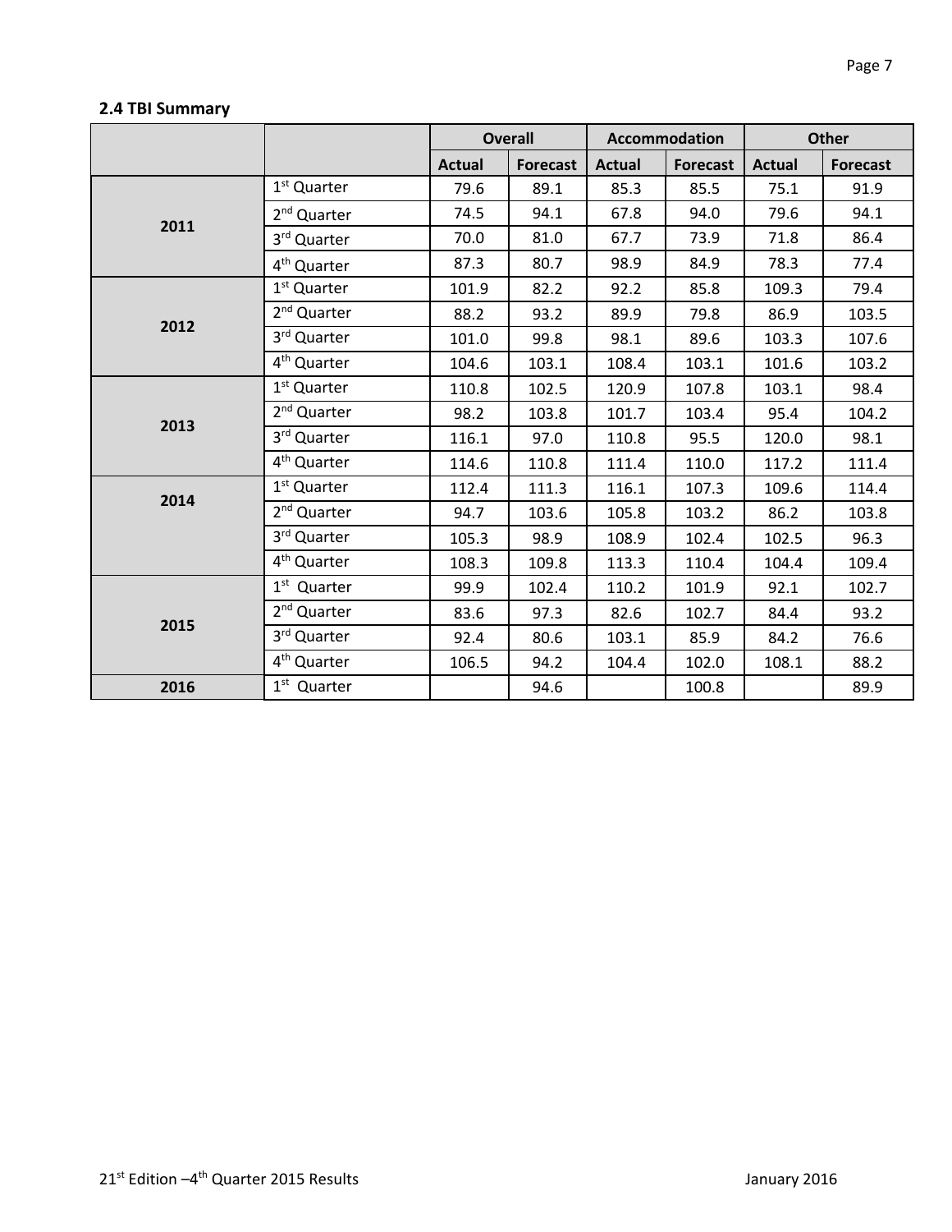## 2.4 TBI Summary

| | | Overall | | Accommodation | | Other | |
|---|---|---|---|---|---|---|---|
| | | Actual | Forecast | Actual | Forecast | Actual | Forecast |
| 2011 | 1st Quarter | 79.6 | 89.1 | 85.3 | 85.5 | 75.1 | 91.9 |
| | 2nd Quarter | 74.5 | 94.1 | 67.8 | 94.0 | 79.6 | 94.1 |
| | 3rd Quarter | 70.0 | 81.0 | 67.7 | 73.9 | 71.8 | 86.4 |
| | 4th Quarter | 87.3 | 80.7 | 98.9 | 84.9 | 78.3 | 77.4 |
| 2012 | 1st Quarter | 101.9 | 82.2 | 92.2 | 85.8 | 109.3 | 79.4 |
| | 2nd Quarter | 88.2 | 93.2 | 89.9 | 79.8 | 86.9 | 103.5 |
| | 3rd Quarter | 101.0 | 99.8 | 98.1 | 89.6 | 103.3 | 107.6 |
| | 4th Quarter | 104.6 | 103.1 | 108.4 | 103.1 | 101.6 | 103.2 |
| 2013 | 1st Quarter | 110.8 | 102.5 | 120.9 | 107.8 | 103.1 | 98.4 |
| | 2nd Quarter | 98.2 | 103.8 | 101.7 | 103.4 | 95.4 | 104.2 |
| | 3rd Quarter | 116.1 | 97.0 | 110.8 | 95.5 | 120.0 | 98.1 |
| | 4th Quarter | 114.6 | 110.8 | 111.4 | 110.0 | 117.2 | 111.4 |
| 2014 | 1st Quarter | 112.4 | 111.3 | 116.1 | 107.3 | 109.6 | 114.4 |
| | 2nd Quarter | 94.7 | 103.6 | 105.8 | 103.2 | 86.2 | 103.8 |
| | 3rd Quarter | 105.3 | 98.9 | 108.9 | 102.4 | 102.5 | 96.3 |
| | 4th Quarter | 108.3 | 109.8 | 113.3 | 110.4 | 104.4 | 109.4 |
| 2015 | 1st Quarter | 99.9 | 102.4 | 110.2 | 101.9 | 92.1 | 102.7 |
| | 2nd Quarter | 83.6 | 97.3 | 82.6 | 102.7 | 84.4 | 93.2 |
| | 3rd Quarter | 92.4 | 80.6 | 103.1 | 85.9 | 84.2 | 76.6 |
| | 4th Quarter | 106.5 | 94.2 | 104.4 | 102.0 | 108.1 | 88.2 |
| 2016 | 1st Quarter | | 94.6 | | 100.8 | | 89.9 |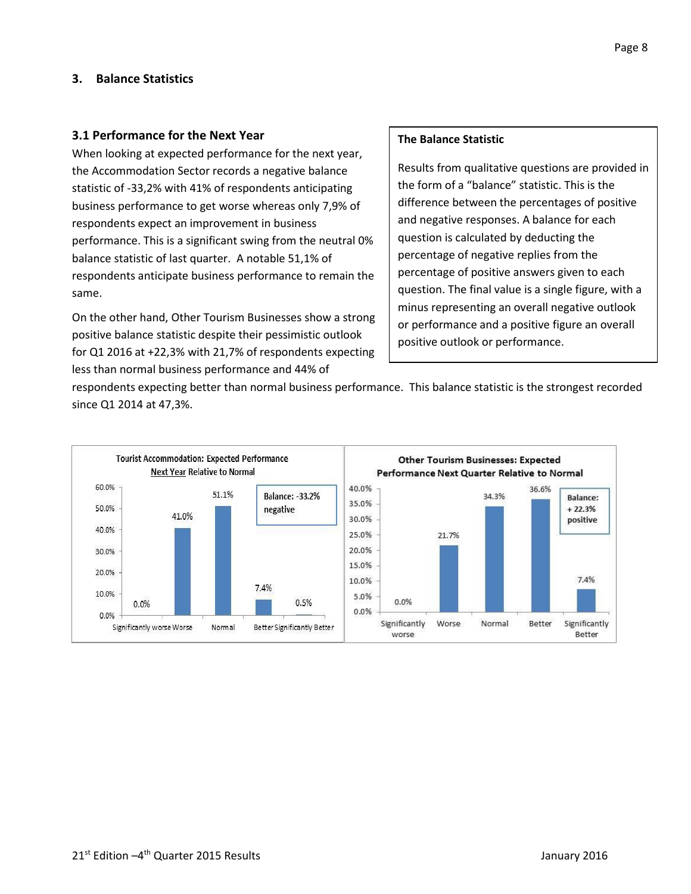## 3. Balance Statistics

### 3.1 Performance for the Next Year

When looking at expected performance for the next year, the Accommodation Sector records a negative balance statistic of -33,2% with 41% of respondents anticipating business performance to get worse whereas only 7,9% of respondents expect an improvement in business performance. This is a significant swing from the neutral 0% balance statistic of last quarter. A notable 51,1% of respondents anticipate business performance to remain the same.

On the other hand, Other Tourism Businesses show a strong positive balance statistic despite their pessimistic outlook for Q1 2016 at +22,3% with 21,7% of respondents expecting less than normal business performance and 44% of respondents expecting better than normal business performance. This balance statistic is the strongest recorded since Q1 2014 at 47,3%.

**The Balance Statistic**

Results from qualitative questions are provided in the form of a "balance" statistic. This is the difference between the percentages of positive and negative responses. A balance for each question is calculated by deducting the percentage of negative replies from the percentage of positive answers given to each question. The final value is a single figure, with a minus representing an overall negative outlook or performance and a positive figure an overall positive outlook or performance.

**Tourist Accommodation: Expected Performance Next Year Relative to Normal**

| Significantly worse | Worse | Normal | Better | Significantly Better |
|---|---|---|---|---|
| 0.0% | 41.0% | 51.1% | 7.4% | 0.5% |

Balance: -33.2% negative

**Other Tourism Businesses: Expected Performance Next Quarter Relative to Normal**

| Significantly worse | Worse | Normal | Better | Significantly Better |
|---|---|---|---|---|
| 0.0% | 21.7% | 34.3% | 36.6% | 7.4% |

Balance: + 22.3% positive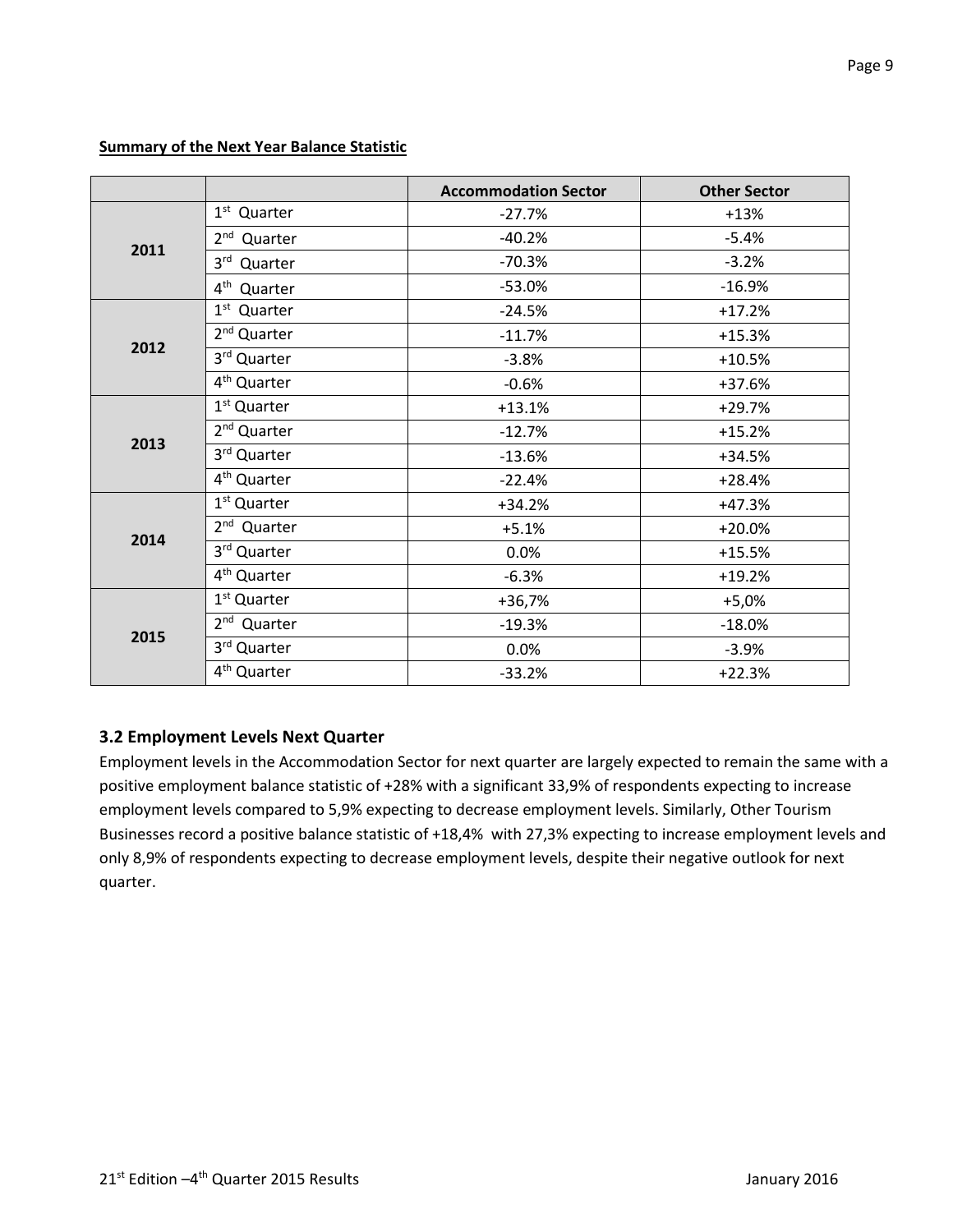**Summary of the Next Year Balance Statistic**

| | | Accommodation Sector | Other Sector |
|---|---|---|---|
| 2011 | 1st Quarter | -27.7% | +13% |
| | 2nd Quarter | -40.2% | -5.4% |
| | 3rd Quarter | -70.3% | -3.2% |
| | 4th Quarter | -53.0% | -16.9% |
| 2012 | 1st Quarter | -24.5% | +17.2% |
| | 2nd Quarter | -11.7% | +15.3% |
| | 3rd Quarter | -3.8% | +10.5% |
| | 4th Quarter | -0.6% | +37.6% |
| 2013 | 1st Quarter | +13.1% | +29.7% |
| | 2nd Quarter | -12.7% | +15.2% |
| | 3rd Quarter | -13.6% | +34.5% |
| | 4th Quarter | -22.4% | +28.4% |
| 2014 | 1st Quarter | +34.2% | +47.3% |
| | 2nd Quarter | +5.1% | +20.0% |
| | 3rd Quarter | 0.0% | +15.5% |
| | 4th Quarter | -6.3% | +19.2% |
| 2015 | 1st Quarter | +36,7% | +5,0% |
| | 2nd Quarter | -19.3% | -18.0% |
| | 3rd Quarter | 0.0% | -3.9% |
| | 4th Quarter | -33.2% | +22.3% |

### 3.2 Employment Levels Next Quarter

Employment levels in the Accommodation Sector for next quarter are largely expected to remain the same with a positive employment balance statistic of +28% with a significant 33,9% of respondents expecting to increase employment levels compared to 5,9% expecting to decrease employment levels. Similarly, Other Tourism Businesses record a positive balance statistic of +18,4% with 27,3% expecting to increase employment levels and only 8,9% of respondents expecting to decrease employment levels, despite their negative outlook for next quarter.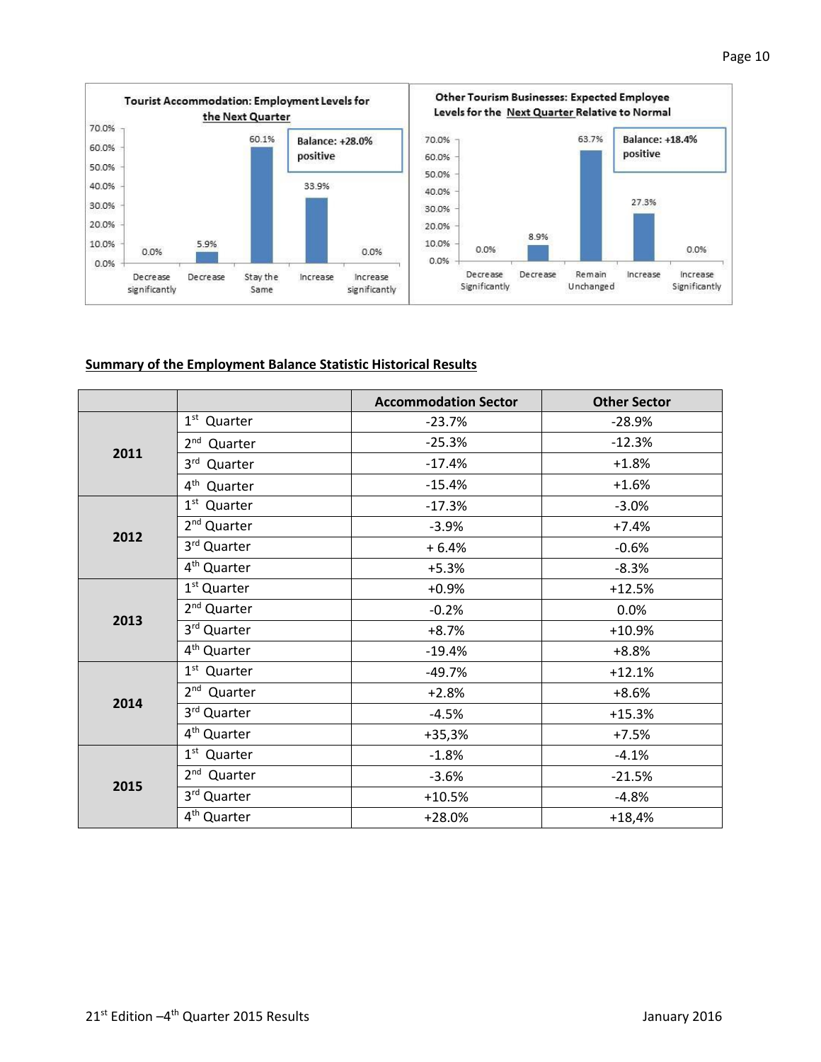**Tourist Accommodation: Employment Levels for the Next Quarter**

| Decrease significantly | Decrease | Stay the Same | Increase | Increase significantly |
|---|---|---|---|---|
| 0.0% | 5.9% | 60.1% | 33.9% | 0.0% |

Balance: +28.0% positive

**Other Tourism Businesses: Expected Employee Levels for the Next Quarter Relative to Normal**

| Decrease Significantly | Decrease | Remain Unchanged | Increase | Increase Significantly |
|---|---|---|---|---|
| 0.0% | 8.9% | 63.7% | 27.3% | 0.0% |

Balance: +18.4% positive

## Summary of the Employment Balance Statistic Historical Results

| | | Accommodation Sector | Other Sector |
|---|---|---|---|
| **2011** | 1st Quarter | -23.7% | -28.9% |
| | 2nd Quarter | -25.3% | -12.3% |
| | 3rd Quarter | -17.4% | +1.8% |
| | 4th Quarter | -15.4% | +1.6% |
| **2012** | 1st Quarter | -17.3% | -3.0% |
| | 2nd Quarter | -3.9% | +7.4% |
| | 3rd Quarter | + 6.4% | -0.6% |
| | 4th Quarter | +5.3% | -8.3% |
| **2013** | 1st Quarter | +0.9% | +12.5% |
| | 2nd Quarter | -0.2% | 0.0% |
| | 3rd Quarter | +8.7% | +10.9% |
| | 4th Quarter | -19.4% | +8.8% |
| **2014** | 1st Quarter | -49.7% | +12.1% |
| | 2nd Quarter | +2.8% | +8.6% |
| | 3rd Quarter | -4.5% | +15.3% |
| | 4th Quarter | +35,3% | +7.5% |
| **2015** | 1st Quarter | -1.8% | -4.1% |
| | 2nd Quarter | -3.6% | -21.5% |
| | 3rd Quarter | +10.5% | -4.8% |
| | 4th Quarter | +28.0% | +18,4% |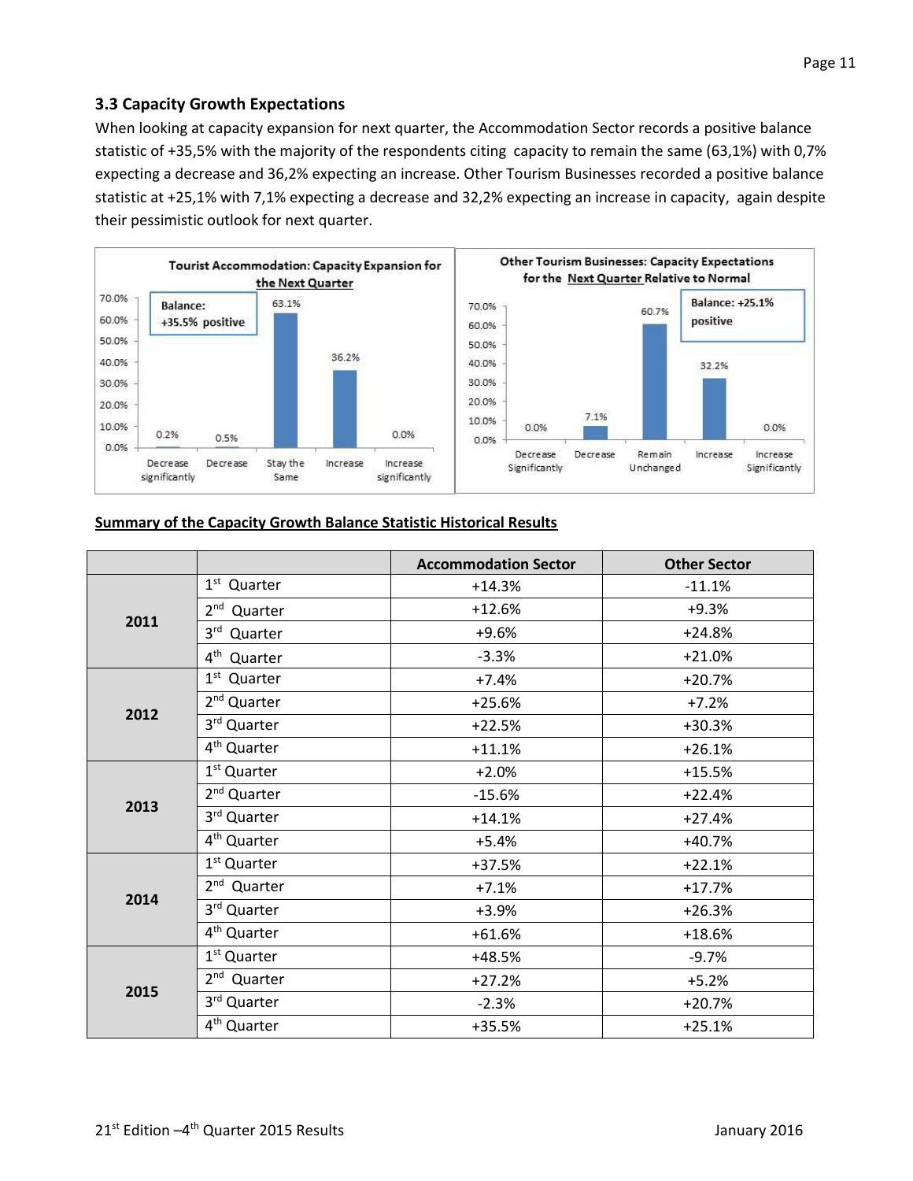### 3.3 Capacity Growth Expectations

When looking at capacity expansion for next quarter, the Accommodation Sector records a positive balance statistic of +35,5% with the majority of the respondents citing capacity to remain the same (63,1%) with 0,7% expecting a decrease and 36,2% expecting an increase. Other Tourism Businesses recorded a positive balance statistic at +25,1% with 7,1% expecting a decrease and 32,2% expecting an increase in capacity, again despite their pessimistic outlook for next quarter.

**Tourist Accommodation: Capacity Expansion for the Next Quarter**

Balance: +35.5% positive

| Decrease significantly | Decrease | Stay the Same | Increase | Increase significantly |
|---|---|---|---|---|
| 0.2% | 0.5% | 63.1% | 36.2% | 0.0% |

**Other Tourism Businesses: Capacity Expectations for the Next Quarter Relative to Normal**

Balance: +25.1% positive

| Decrease Significantly | Decrease | Remain Unchanged | Increase | Increase Significantly |
|---|---|---|---|---|
| 0.0% | 7.1% | 60.7% | 32.2% | 0.0% |

**Summary of the Capacity Growth Balance Statistic Historical Results**

| | | Accommodation Sector | Other Sector |
|---|---|---|---|
| 2011 | 1st Quarter | +14.3% | -11.1% |
| | 2nd Quarter | +12.6% | +9.3% |
| | 3rd Quarter | +9.6% | +24.8% |
| | 4th Quarter | -3.3% | +21.0% |
| 2012 | 1st Quarter | +7.4% | +20.7% |
| | 2nd Quarter | +25.6% | +7.2% |
| | 3rd Quarter | +22.5% | +30.3% |
| | 4th Quarter | +11.1% | +26.1% |
| 2013 | 1st Quarter | +2.0% | +15.5% |
| | 2nd Quarter | -15.6% | +22.4% |
| | 3rd Quarter | +14.1% | +27.4% |
| | 4th Quarter | +5.4% | +40.7% |
| 2014 | 1st Quarter | +37.5% | +22.1% |
| | 2nd Quarter | +7.1% | +17.7% |
| | 3rd Quarter | +3.9% | +26.3% |
| | 4th Quarter | +61.6% | +18.6% |
| 2015 | 1st Quarter | +48.5% | -9.7% |
| | 2nd Quarter | +27.2% | +5.2% |
| | 3rd Quarter | -2.3% | +20.7% |
| | 4th Quarter | +35.5% | +25.1% |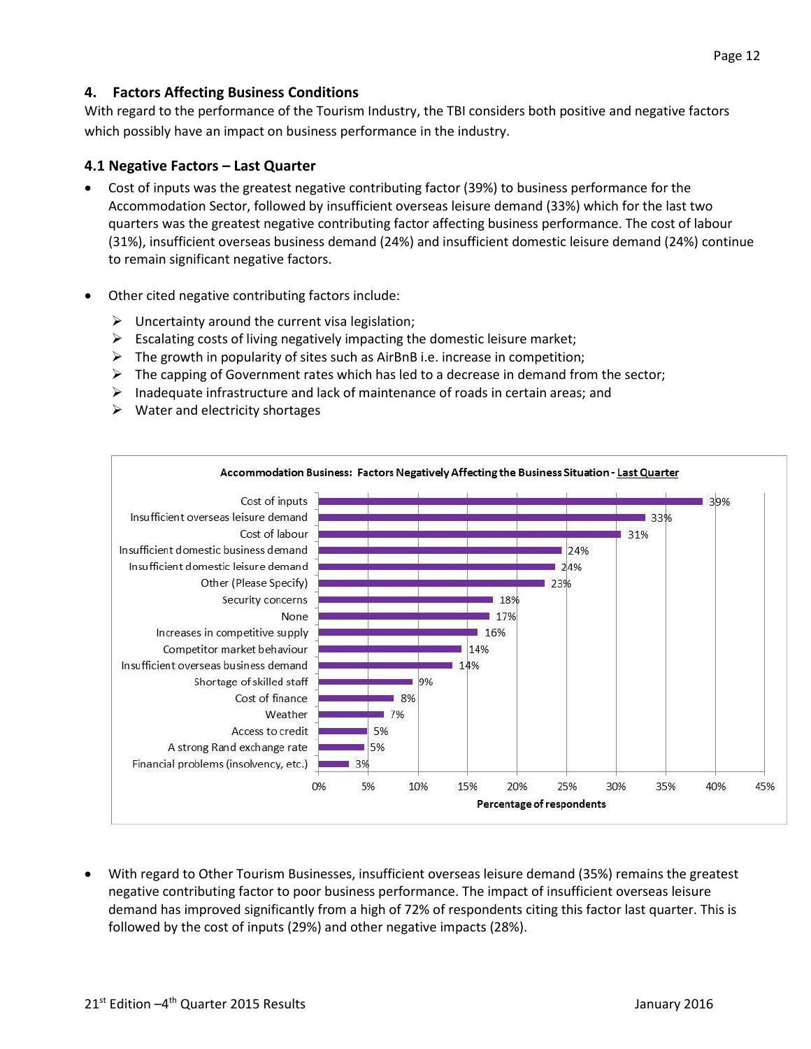## 4. Factors Affecting Business Conditions

With regard to the performance of the Tourism Industry, the TBI considers both positive and negative factors which possibly have an impact on business performance in the industry.

### 4.1 Negative Factors – Last Quarter

- Cost of inputs was the greatest negative contributing factor (39%) to business performance for the Accommodation Sector, followed by insufficient overseas leisure demand (33%) which for the last two quarters was the greatest negative contributing factor affecting business performance. The cost of labour (31%), insufficient overseas business demand (24%) and insufficient domestic leisure demand (24%) continue to remain significant negative factors.

- Other cited negative contributing factors include:
  - Uncertainty around the current visa legislation;
  - Escalating costs of living negatively impacting the domestic leisure market;
  - The growth in popularity of sites such as AirBnB i.e. increase in competition;
  - The capping of Government rates which has led to a decrease in demand from the sector;
  - Inadequate infrastructure and lack of maintenance of roads in certain areas; and
  - Water and electricity shortages

**Accommodation Business: Factors Negatively Affecting the Business Situation - Last Quarter**

| Factor | Percentage of respondents |
|---|---|
| Cost of inputs | 39% |
| Insufficient overseas leisure demand | 33% |
| Cost of labour | 31% |
| Insufficient domestic business demand | 24% |
| Insufficient domestic leisure demand | 24% |
| Other (Please Specify) | 23% |
| Security concerns | 18% |
| None | 17% |
| Increases in competitive supply | 16% |
| Competitor market behaviour | 14% |
| Insufficient overseas business demand | 14% |
| Shortage of skilled staff | 9% |
| Cost of finance | 8% |
| Weather | 7% |
| Access to credit | 5% |
| A strong Rand exchange rate | 5% |
| Financial problems (insolvency, etc.) | 3% |

- With regard to Other Tourism Businesses, insufficient overseas leisure demand (35%) remains the greatest negative contributing factor to poor business performance. The impact of insufficient overseas leisure demand has improved significantly from a high of 72% of respondents citing this factor last quarter. This is followed by the cost of inputs (29%) and other negative impacts (28%).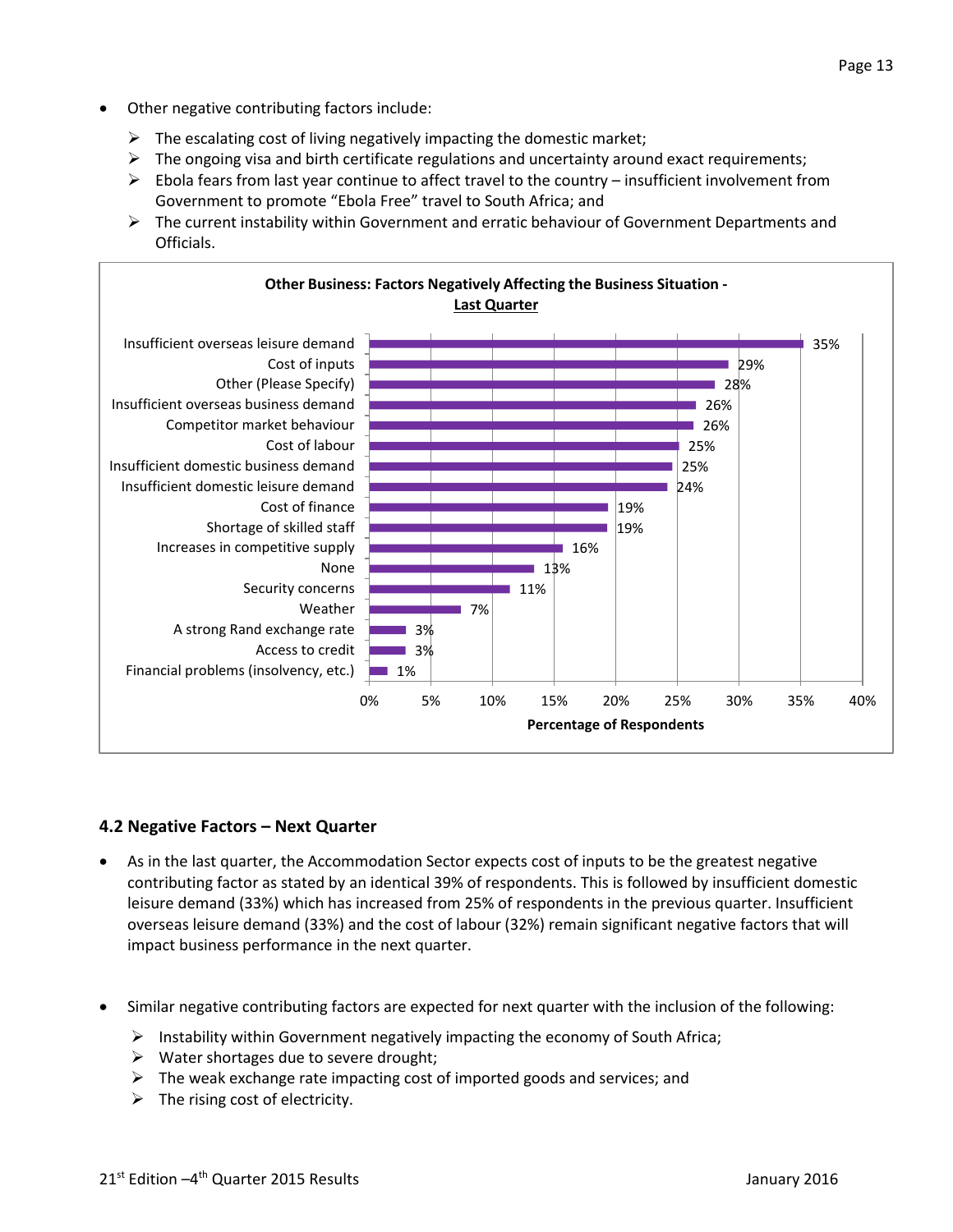- Other negative contributing factors include:
  - The escalating cost of living negatively impacting the domestic market;
  - The ongoing visa and birth certificate regulations and uncertainty around exact requirements;
  - Ebola fears from last year continue to affect travel to the country – insufficient involvement from Government to promote "Ebola Free" travel to South Africa; and
  - The current instability within Government and erratic behaviour of Government Departments and Officials.

**Other Business: Factors Negatively Affecting the Business Situation - Last Quarter**

| Factor | Percentage of Respondents |
|---|---|
| Insufficient overseas leisure demand | 35% |
| Cost of inputs | 29% |
| Other (Please Specify) | 28% |
| Insufficient overseas business demand | 26% |
| Competitor market behaviour | 26% |
| Cost of labour | 25% |
| Insufficient domestic business demand | 25% |
| Insufficient domestic leisure demand | 24% |
| Cost of finance | 19% |
| Shortage of skilled staff | 19% |
| Increases in competitive supply | 16% |
| None | 13% |
| Security concerns | 11% |
| Weather | 7% |
| A strong Rand exchange rate | 3% |
| Access to credit | 3% |
| Financial problems (insolvency, etc.) | 1% |

### 4.2 Negative Factors – Next Quarter

- As in the last quarter, the Accommodation Sector expects cost of inputs to be the greatest negative contributing factor as stated by an identical 39% of respondents. This is followed by insufficient domestic leisure demand (33%) which has increased from 25% of respondents in the previous quarter. Insufficient overseas leisure demand (33%) and the cost of labour (32%) remain significant negative factors that will impact business performance in the next quarter.

- Similar negative contributing factors are expected for next quarter with the inclusion of the following:
  - Instability within Government negatively impacting the economy of South Africa;
  - Water shortages due to severe drought;
  - The weak exchange rate impacting cost of imported goods and services; and
  - The rising cost of electricity.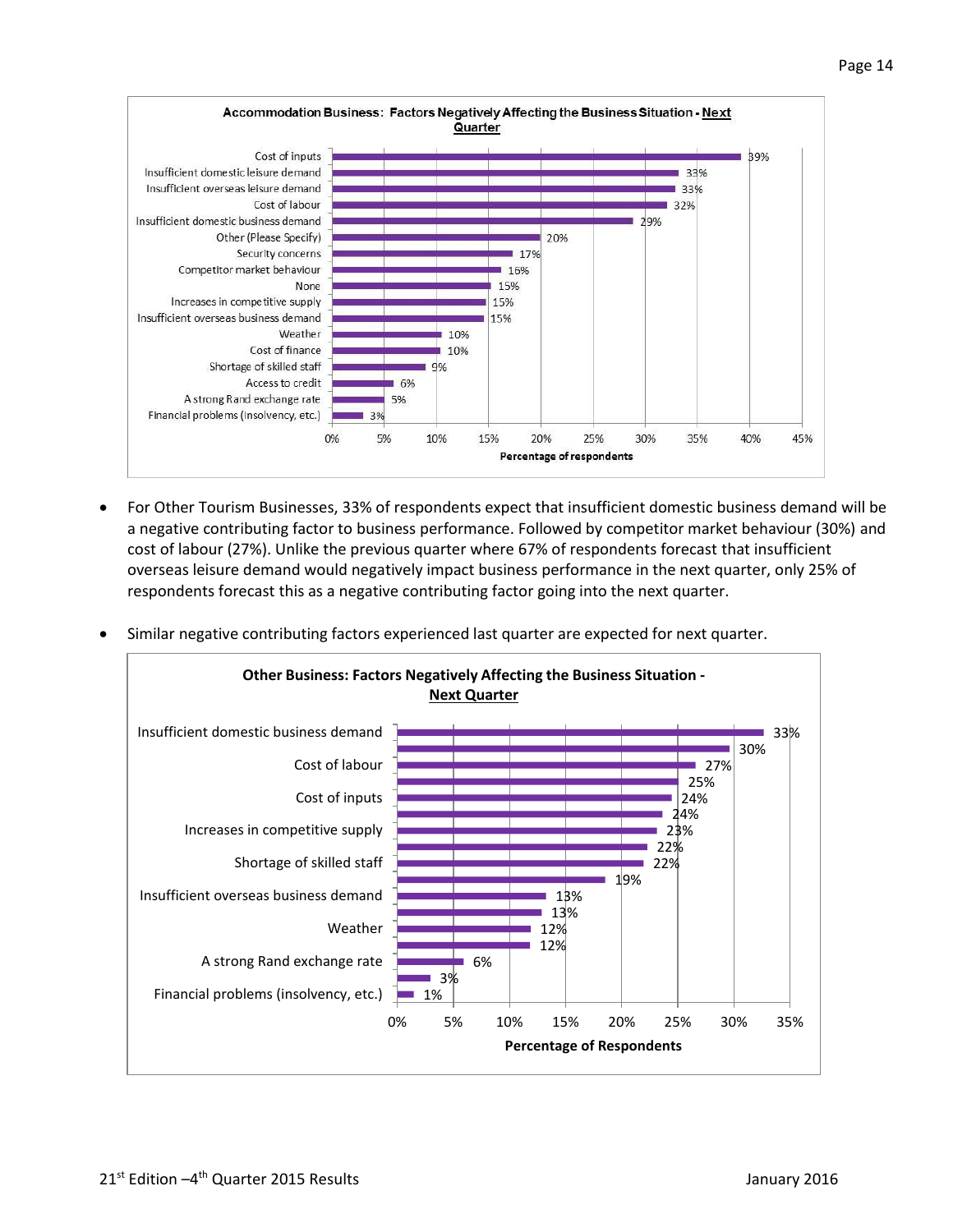**Accommodation Business: Factors Negatively Affecting the Business Situation - Next Quarter**

| Factor | Percentage of respondents |
|---|---|
| Cost of inputs | 39% |
| Insufficient domestic leisure demand | 33% |
| Insufficient overseas leisure demand | 33% |
| Cost of labour | 32% |
| Insufficient domestic business demand | 29% |
| Other (Please Specify) | 20% |
| Security concerns | 17% |
| Competitor market behaviour | 16% |
| None | 15% |
| Increases in competitive supply | 15% |
| Insufficient overseas business demand | 15% |
| Weather | 10% |
| Cost of finance | 10% |
| Shortage of skilled staff | 9% |
| Access to credit | 6% |
| A strong Rand exchange rate | 5% |
| Financial problems (insolvency, etc.) | 3% |

- For Other Tourism Businesses, 33% of respondents expect that insufficient domestic business demand will be a negative contributing factor to business performance. Followed by competitor market behaviour (30%) and cost of labour (27%). Unlike the previous quarter where 67% of respondents forecast that insufficient overseas leisure demand would negatively impact business performance in the next quarter, only 25% of respondents forecast this as a negative contributing factor going into the next quarter.

- Similar negative contributing factors experienced last quarter are expected for next quarter.

**Other Business: Factors Negatively Affecting the Business Situation - Next Quarter**

| Factor | Percentage of Respondents |
|---|---|
| Insufficient domestic business demand | 33% |
| | 30% |
| Cost of labour | 27% |
| | 25% |
| Cost of inputs | 24% |
| | 24% |
| Increases in competitive supply | 23% |
| | 22% |
| Shortage of skilled staff | 22% |
| | 19% |
| Insufficient overseas business demand | 13% |
| | 13% |
| Weather | 12% |
| | 12% |
| A strong Rand exchange rate | 6% |
| | 3% |
| Financial problems (insolvency, etc.) | 1% |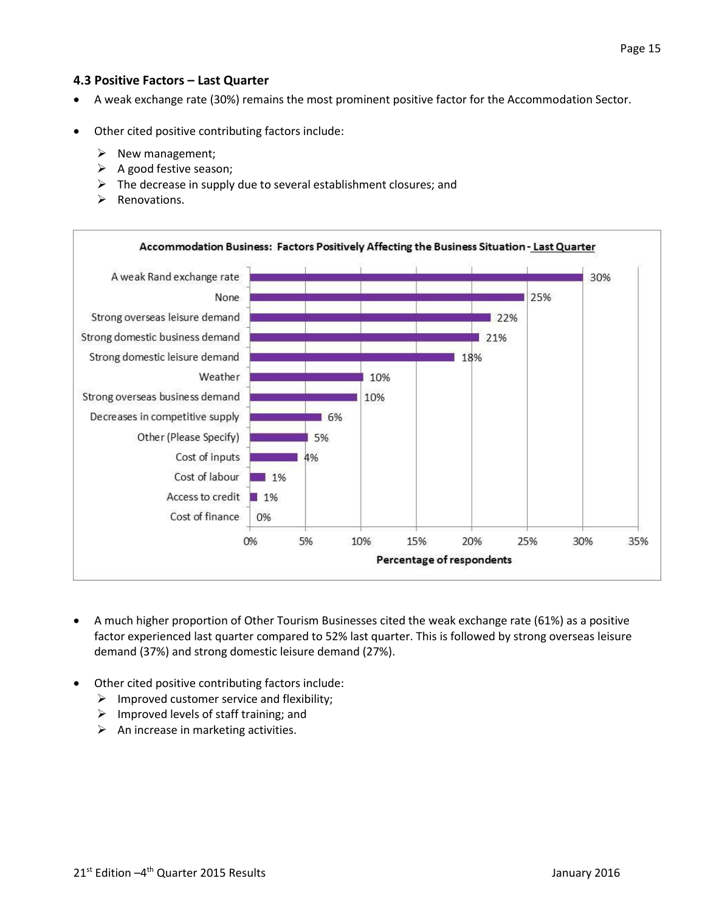### 4.3 Positive Factors – Last Quarter

- A weak exchange rate (30%) remains the most prominent positive factor for the Accommodation Sector.

- Other cited positive contributing factors include:
  - New management;
  - A good festive season;
  - The decrease in supply due to several establishment closures; and
  - Renovations.

**Accommodation Business: Factors Positively Affecting the Business Situation - Last Quarter**

| Factor | Percentage of respondents |
|---|---|
| A weak Rand exchange rate | 30% |
| None | 25% |
| Strong overseas leisure demand | 22% |
| Strong domestic business demand | 21% |
| Strong domestic leisure demand | 18% |
| Weather | 10% |
| Strong overseas business demand | 10% |
| Decreases in competitive supply | 6% |
| Other (Please Specify) | 5% |
| Cost of inputs | 4% |
| Cost of labour | 1% |
| Access to credit | 1% |
| Cost of finance | 0% |

- A much higher proportion of Other Tourism Businesses cited the weak exchange rate (61%) as a positive factor experienced last quarter compared to 52% last quarter. This is followed by strong overseas leisure demand (37%) and strong domestic leisure demand (27%).

- Other cited positive contributing factors include:
  - Improved customer service and flexibility;
  - Improved levels of staff training; and
  - An increase in marketing activities.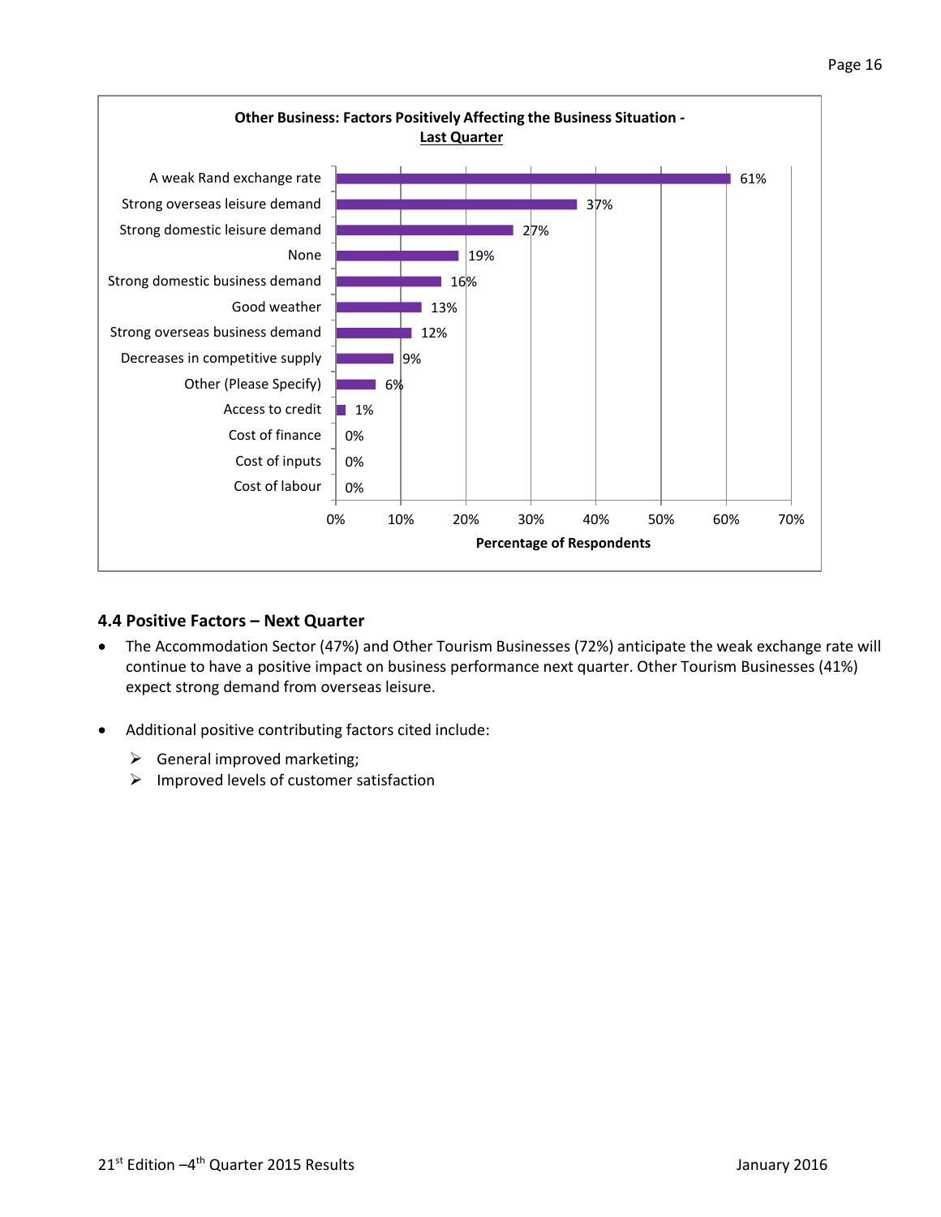**Other Business: Factors Positively Affecting the Business Situation - Last Quarter**

| Factor | Percentage of Respondents |
|---|---|
| A weak Rand exchange rate | 61% |
| Strong overseas leisure demand | 37% |
| Strong domestic leisure demand | 27% |
| None | 19% |
| Strong domestic business demand | 16% |
| Good weather | 13% |
| Strong overseas business demand | 12% |
| Decreases in competitive supply | 9% |
| Other (Please Specify) | 6% |
| Access to credit | 1% |
| Cost of finance | 0% |
| Cost of inputs | 0% |
| Cost of labour | 0% |

### 4.4 Positive Factors – Next Quarter

- The Accommodation Sector (47%) and Other Tourism Businesses (72%) anticipate the weak exchange rate will continue to have a positive impact on business performance next quarter. Other Tourism Businesses (41%) expect strong demand from overseas leisure.

- Additional positive contributing factors cited include:
  - General improved marketing;
  - Improved levels of customer satisfaction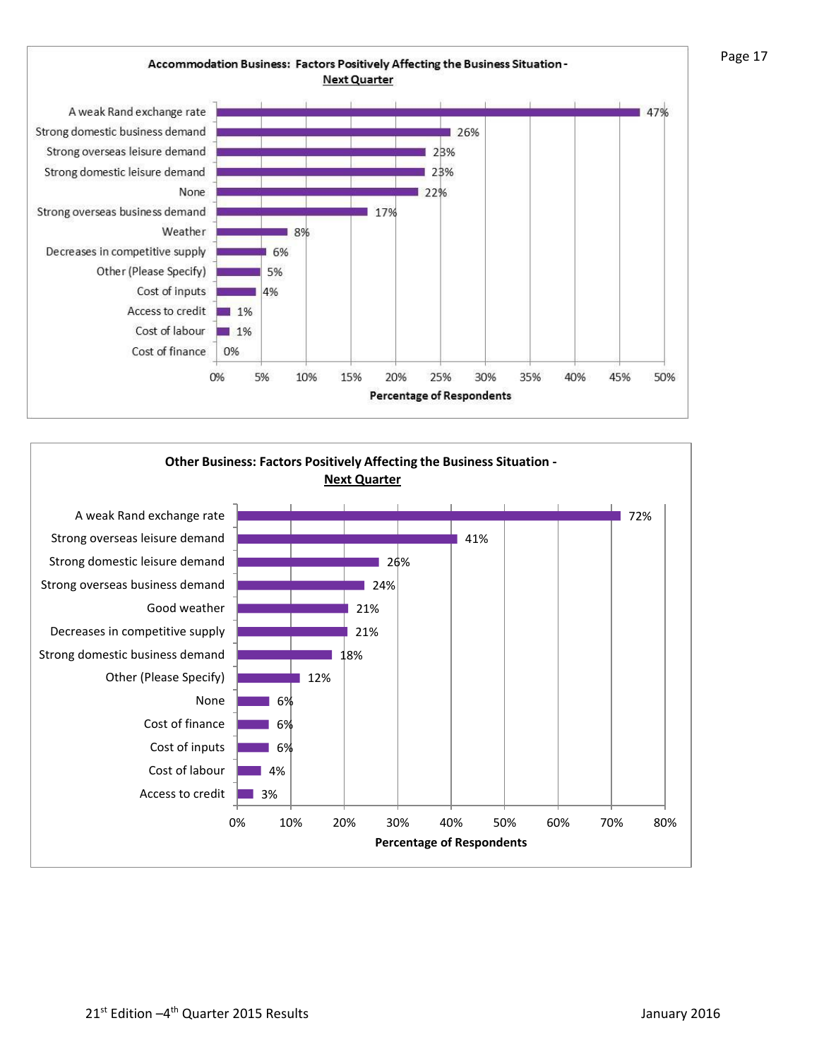### Accommodation Business: Factors Positively Affecting the Business Situation - Next Quarter

| Factor | Percentage of Respondents |
| --- | --- |
| A weak Rand exchange rate | 47% |
| Strong domestic business demand | 26% |
| Strong overseas leisure demand | 23% |
| Strong domestic leisure demand | 23% |
| None | 22% |
| Strong overseas business demand | 17% |
| Weather | 8% |
| Decreases in competitive supply | 6% |
| Other (Please Specify) | 5% |
| Cost of inputs | 4% |
| Access to credit | 1% |
| Cost of labour | 1% |
| Cost of finance | 0% |

### Other Business: Factors Positively Affecting the Business Situation - Next Quarter

| Factor | Percentage of Respondents |
| --- | --- |
| A weak Rand exchange rate | 72% |
| Strong overseas leisure demand | 41% |
| Strong domestic leisure demand | 26% |
| Strong overseas business demand | 24% |
| Good weather | 21% |
| Decreases in competitive supply | 21% |
| Strong domestic business demand | 18% |
| Other (Please Specify) | 12% |
| None | 6% |
| Cost of finance | 6% |
| Cost of inputs | 6% |
| Cost of labour | 4% |
| Access to credit | 3% |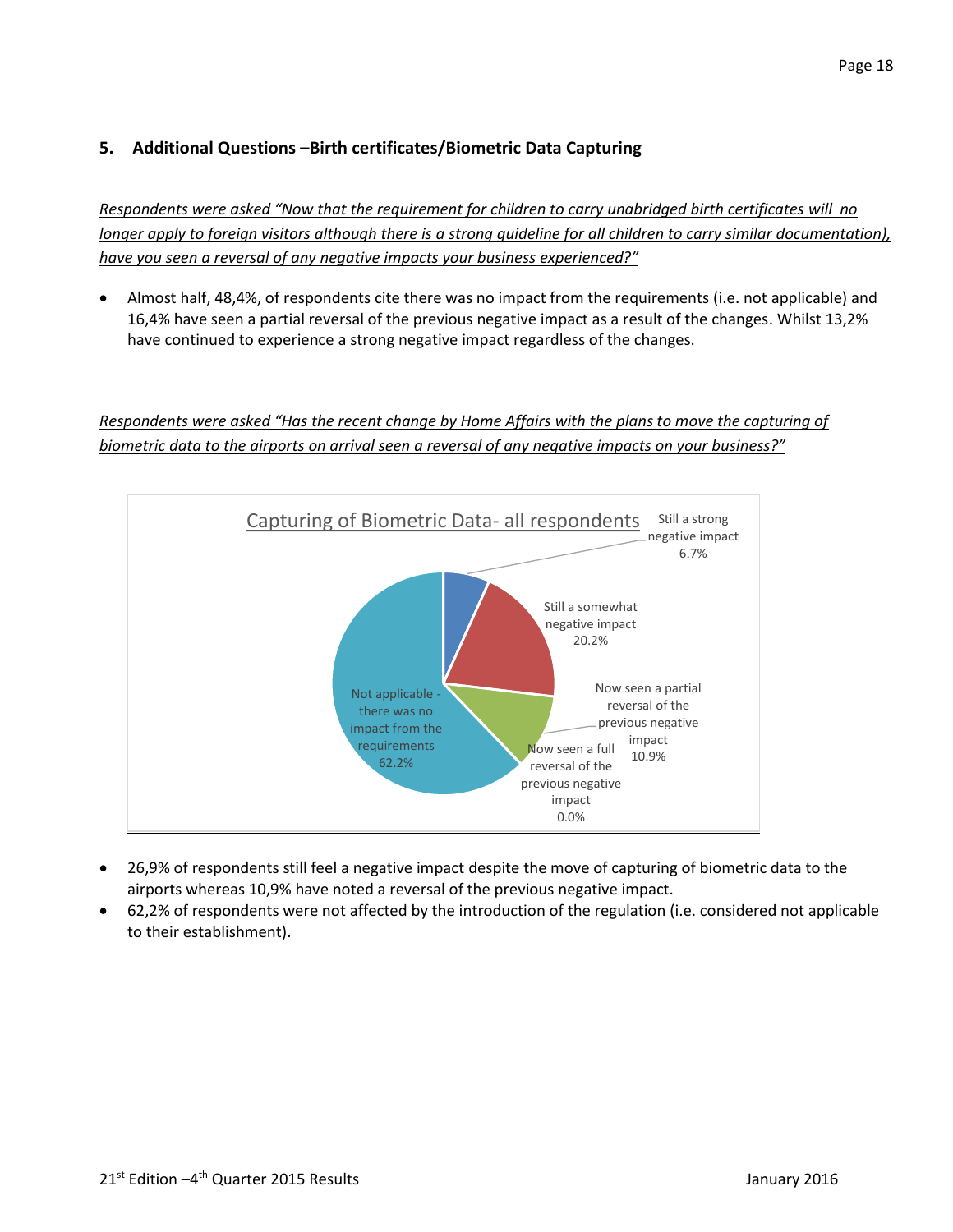## 5. Additional Questions –Birth certificates/Biometric Data Capturing

*Respondents were asked "Now that the requirement for children to carry unabridged birth certificates will no longer apply to foreign visitors although there is a strong guideline for all children to carry similar documentation), have you seen a reversal of any negative impacts your business experienced?"*

- Almost half, 48,4%, of respondents cite there was no impact from the requirements (i.e. not applicable) and 16,4% have seen a partial reversal of the previous negative impact as a result of the changes. Whilst 13,2% have continued to experience a strong negative impact regardless of the changes.

*Respondents were asked "Has the recent change by Home Affairs with the plans to move the capturing of biometric data to the airports on arrival seen a reversal of any negative impacts on your business?"*

Capturing of Biometric Data- all respondents

| Response | % |
|---|---|
| Still a strong negative impact | 6.7% |
| Still a somewhat negative impact | 20.2% |
| Now seen a partial reversal of the previous negative impact | 10.9% |
| Now seen a full reversal of the previous negative impact | 0.0% |
| Not applicable - there was no impact from the requirements | 62.2% |

- 26,9% of respondents still feel a negative impact despite the move of capturing of biometric data to the airports whereas 10,9% have noted a reversal of the previous negative impact.
- 62,2% of respondents were not affected by the introduction of the regulation (i.e. considered not applicable to their establishment).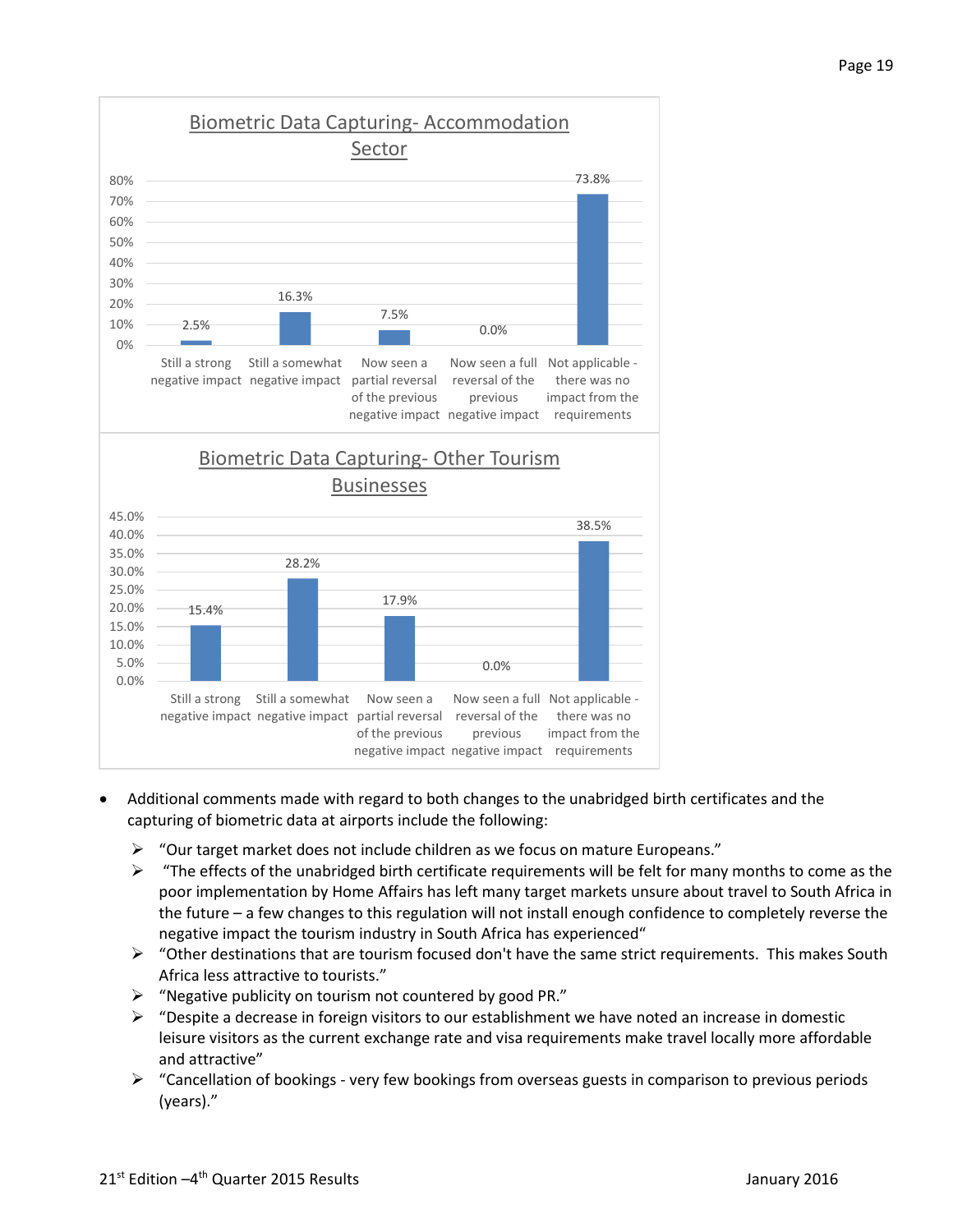**Biometric Data Capturing- Accommodation Sector**

| Response | Percentage |
|---|---|
| Still a strong negative impact | 2.5% |
| Still a somewhat negative impact | 16.3% |
| Now seen a partial reversal of the previous negative impact | 7.5% |
| Now seen a full reversal of the previous negative impact | 0.0% |
| Not applicable - there was no impact from the requirements | 73.8% |

**Biometric Data Capturing- Other Tourism Businesses**

| Response | Percentage |
|---|---|
| Still a strong negative impact | 15.4% |
| Still a somewhat negative impact | 28.2% |
| Now seen a partial reversal of the previous negative impact | 17.9% |
| Now seen a full reversal of the previous negative impact | 0.0% |
| Not applicable - there was no impact from the requirements | 38.5% |

- Additional comments made with regard to both changes to the unabridged birth certificates and the capturing of biometric data at airports include the following:
  - "Our target market does not include children as we focus on mature Europeans."
  - "The effects of the unabridged birth certificate requirements will be felt for many months to come as the poor implementation by Home Affairs has left many target markets unsure about travel to South Africa in the future – a few changes to this regulation will not install enough confidence to completely reverse the negative impact the tourism industry in South Africa has experienced"
  - "Other destinations that are tourism focused don't have the same strict requirements. This makes South Africa less attractive to tourists."
  - "Negative publicity on tourism not countered by good PR."
  - "Despite a decrease in foreign visitors to our establishment we have noted an increase in domestic leisure visitors as the current exchange rate and visa requirements make travel locally more affordable and attractive"
  - "Cancellation of bookings - very few bookings from overseas guests in comparison to previous periods (years)."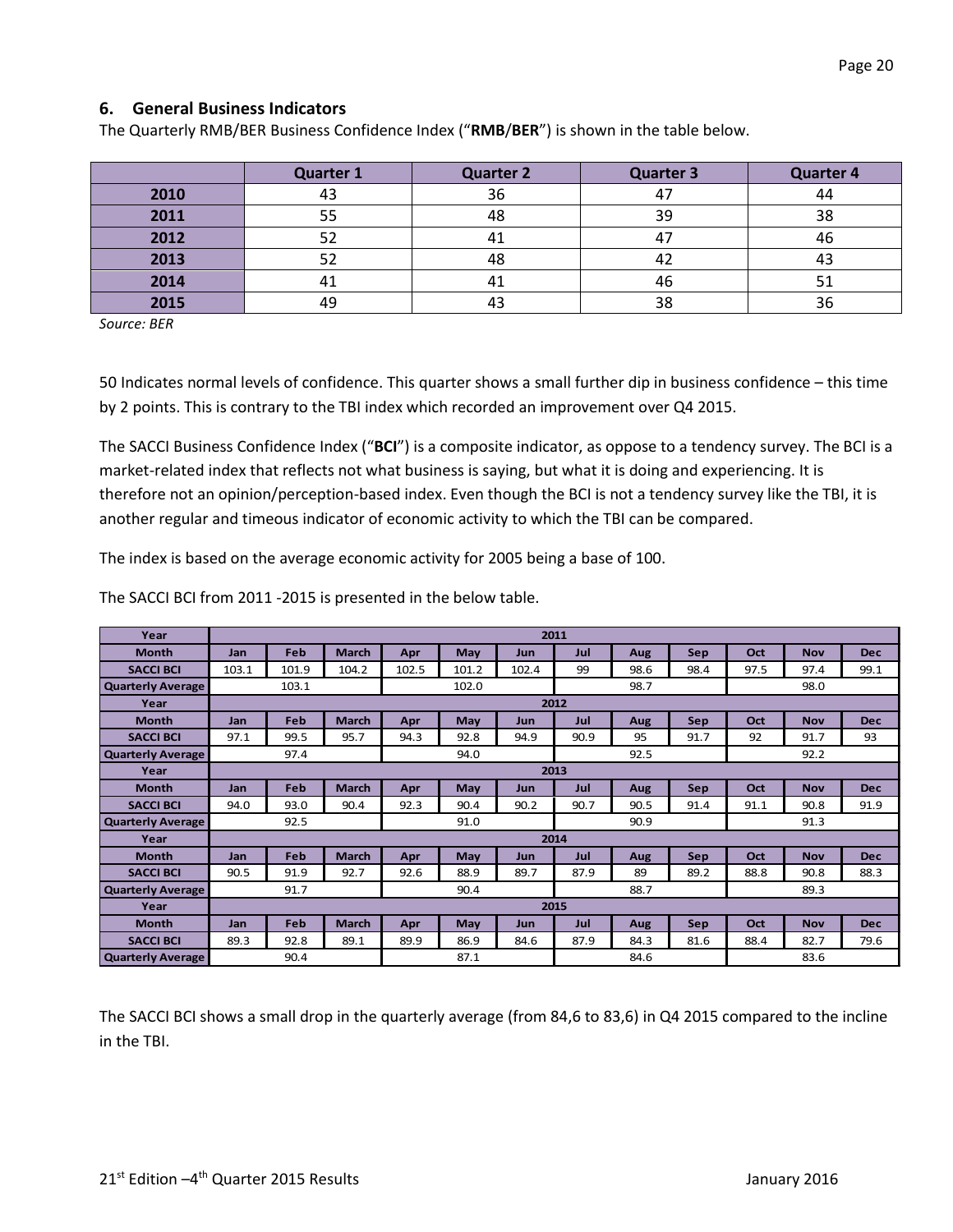## 6. General Business Indicators

The Quarterly RMB/BER Business Confidence Index ("**RMB**/**BER**") is shown in the table below.

| | Quarter 1 | Quarter 2 | Quarter 3 | Quarter 4 |
|---|---|---|---|---|
| **2010** | 43 | 36 | 47 | 44 |
| **2011** | 55 | 48 | 39 | 38 |
| **2012** | 52 | 41 | 47 | 46 |
| **2013** | 52 | 48 | 42 | 43 |
| **2014** | 41 | 41 | 46 | 51 |
| **2015** | 49 | 43 | 38 | 36 |

*Source: BER*

50 Indicates normal levels of confidence. This quarter shows a small further dip in business confidence – this time by 2 points. This is contrary to the TBI index which recorded an improvement over Q4 2015.

The SACCI Business Confidence Index ("**BCI**") is a composite indicator, as oppose to a tendency survey. The BCI is a market-related index that reflects not what business is saying, but what it is doing and experiencing. It is therefore not an opinion/perception-based index. Even though the BCI is not a tendency survey like the TBI, it is another regular and timeous indicator of economic activity to which the TBI can be compared.

The index is based on the average economic activity for 2005 being a base of 100.

The SACCI BCI from 2011 -2015 is presented in the below table.

| Year | 2011 | | | | | | | | | | | |
|---|---|---|---|---|---|---|---|---|---|---|---|---|
| **Month** | Jan | Feb | March | Apr | May | Jun | Jul | Aug | Sep | Oct | Nov | Dec |
| **SACCI BCI** | 103.1 | 101.9 | 104.2 | 102.5 | 101.2 | 102.4 | 99 | 98.6 | 98.4 | 97.5 | 97.4 | 99.1 |
| **Quarterly Average** | 103.1 | | | 102.0 | | | 98.7 | | | 98.0 | | |
| **Year** | 2012 | | | | | | | | | | | |
| **Month** | Jan | Feb | March | Apr | May | Jun | Jul | Aug | Sep | Oct | Nov | Dec |
| **SACCI BCI** | 97.1 | 99.5 | 95.7 | 94.3 | 92.8 | 94.9 | 90.9 | 95 | 91.7 | 92 | 91.7 | 93 |
| **Quarterly Average** | 97.4 | | | 94.0 | | | 92.5 | | | 92.2 | | |
| **Year** | 2013 | | | | | | | | | | | |
| **Month** | Jan | Feb | March | Apr | May | Jun | Jul | Aug | Sep | Oct | Nov | Dec |
| **SACCI BCI** | 94.0 | 93.0 | 90.4 | 92.3 | 90.4 | 90.2 | 90.7 | 90.5 | 91.4 | 91.1 | 90.8 | 91.9 |
| **Quarterly Average** | 92.5 | | | 91.0 | | | 90.9 | | | 91.3 | | |
| **Year** | 2014 | | | | | | | | | | | |
| **Month** | Jan | Feb | March | Apr | May | Jun | Jul | Aug | Sep | Oct | Nov | Dec |
| **SACCI BCI** | 90.5 | 91.9 | 92.7 | 92.6 | 88.9 | 89.7 | 87.9 | 89 | 89.2 | 88.8 | 90.8 | 88.3 |
| **Quarterly Average** | 91.7 | | | 90.4 | | | 88.7 | | | 89.3 | | |
| **Year** | 2015 | | | | | | | | | | | |
| **Month** | Jan | Feb | March | Apr | May | Jun | Jul | Aug | Sep | Oct | Nov | Dec |
| **SACCI BCI** | 89.3 | 92.8 | 89.1 | 89.9 | 86.9 | 84.6 | 87.9 | 84.3 | 81.6 | 88.4 | 82.7 | 79.6 |
| **Quarterly Average** | 90.4 | | | 87.1 | | | 84.6 | | | 83.6 | | |

The SACCI BCI shows a small drop in the quarterly average (from 84,6 to 83,6) in Q4 2015 compared to the incline in the TBI.